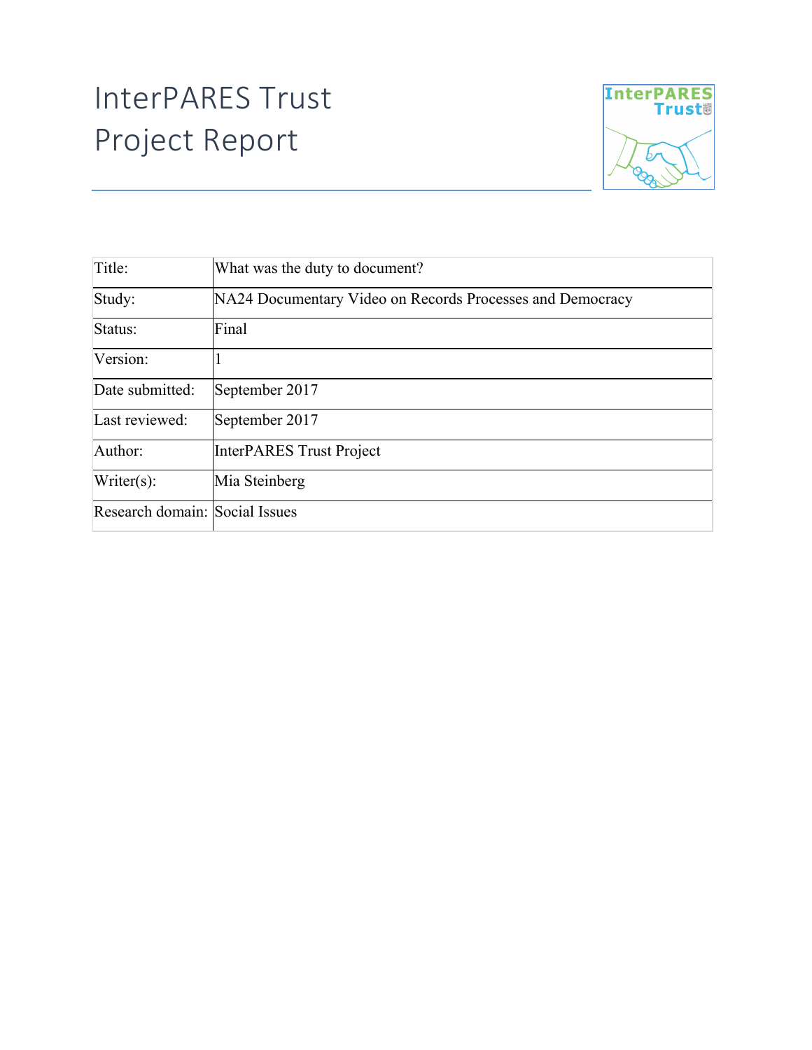# InterPARES Trust
# Project Report

| Title: | What was the duty to document? |
|---|---|
| Study: | NA24 Documentary Video on Records Processes and Democracy |
| Status: | Final |
| Version: | 1 |
| Date submitted: | September 2017 |
| Last reviewed: | September 2017 |
| Author: | InterPARES Trust Project |
| Writer(s): | Mia Steinberg |
| Research domain: | Social Issues |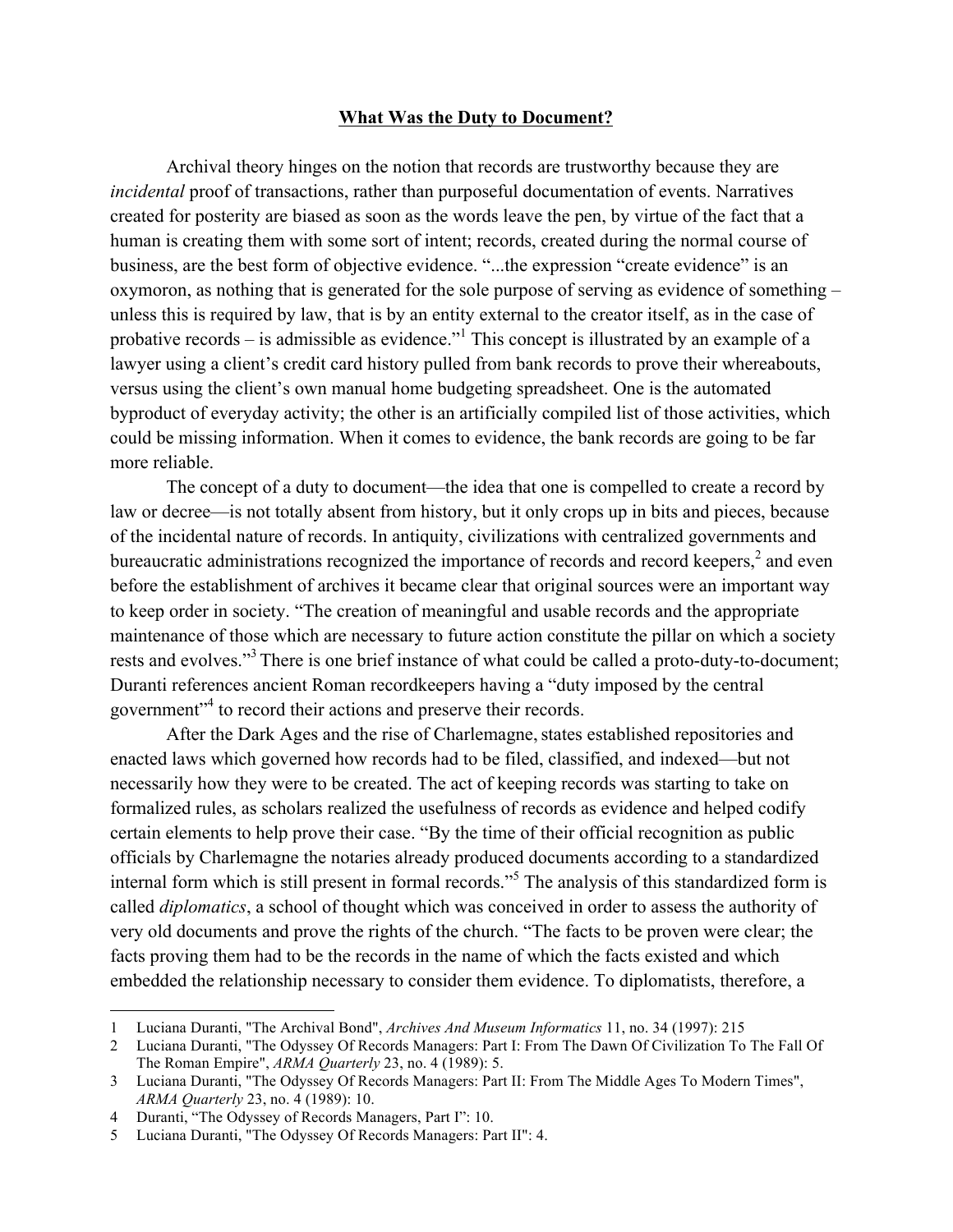# What Was the Duty to Document?

Archival theory hinges on the notion that records are trustworthy because they are *incidental* proof of transactions, rather than purposeful documentation of events. Narratives created for posterity are biased as soon as the words leave the pen, by virtue of the fact that a human is creating them with some sort of intent; records, created during the normal course of business, are the best form of objective evidence. "...the expression "create evidence" is an oxymoron, as nothing that is generated for the sole purpose of serving as evidence of something – unless this is required by law, that is by an entity external to the creator itself, as in the case of probative records – is admissible as evidence."[1] This concept is illustrated by an example of a lawyer using a client's credit card history pulled from bank records to prove their whereabouts, versus using the client's own manual home budgeting spreadsheet. One is the automated byproduct of everyday activity; the other is an artificially compiled list of those activities, which could be missing information. When it comes to evidence, the bank records are going to be far more reliable.

The concept of a duty to document—the idea that one is compelled to create a record by law or decree—is not totally absent from history, but it only crops up in bits and pieces, because of the incidental nature of records. In antiquity, civilizations with centralized governments and bureaucratic administrations recognized the importance of records and record keepers,[2] and even before the establishment of archives it became clear that original sources were an important way to keep order in society. "The creation of meaningful and usable records and the appropriate maintenance of those which are necessary to future action constitute the pillar on which a society rests and evolves."[3] There is one brief instance of what could be called a proto-duty-to-document; Duranti references ancient Roman recordkeepers having a "duty imposed by the central government"[4] to record their actions and preserve their records.

After the Dark Ages and the rise of Charlemagne, states established repositories and enacted laws which governed how records had to be filed, classified, and indexed—but not necessarily how they were to be created. The act of keeping records was starting to take on formalized rules, as scholars realized the usefulness of records as evidence and helped codify certain elements to help prove their case. "By the time of their official recognition as public officials by Charlemagne the notaries already produced documents according to a standardized internal form which is still present in formal records."[5] The analysis of this standardized form is called *diplomatics*, a school of thought which was conceived in order to assess the authority of very old documents and prove the rights of the church. "The facts to be proven were clear; the facts proving them had to be the records in the name of which the facts existed and which embedded the relationship necessary to consider them evidence. To diplomatists, therefore, a

---

1 Luciana Duranti, "The Archival Bond", *Archives And Museum Informatics* 11, no. 34 (1997): 215

2 Luciana Duranti, "The Odyssey Of Records Managers: Part I: From The Dawn Of Civilization To The Fall Of The Roman Empire", *ARMA Quarterly* 23, no. 4 (1989): 5.

3 Luciana Duranti, "The Odyssey Of Records Managers: Part II: From The Middle Ages To Modern Times", *ARMA Quarterly* 23, no. 4 (1989): 10.

4 Duranti, "The Odyssey of Records Managers, Part I": 10.

5 Luciana Duranti, "The Odyssey Of Records Managers: Part II": 4.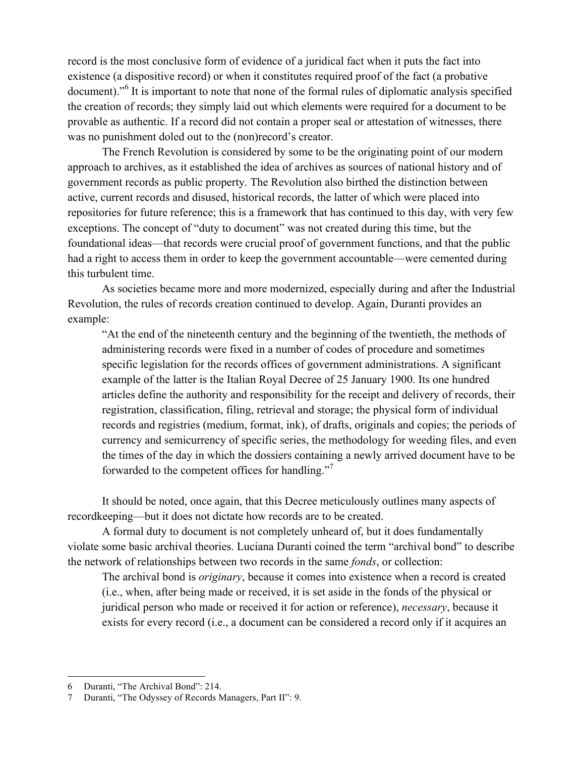record is the most conclusive form of evidence of a juridical fact when it puts the fact into existence (a dispositive record) or when it constitutes required proof of the fact (a probative document)."[6] It is important to note that none of the formal rules of diplomatic analysis specified the creation of records; they simply laid out which elements were required for a document to be provable as authentic. If a record did not contain a proper seal or attestation of witnesses, there was no punishment doled out to the (non)record's creator.

The French Revolution is considered by some to be the originating point of our modern approach to archives, as it established the idea of archives as sources of national history and of government records as public property. The Revolution also birthed the distinction between active, current records and disused, historical records, the latter of which were placed into repositories for future reference; this is a framework that has continued to this day, with very few exceptions. The concept of "duty to document" was not created during this time, but the foundational ideas—that records were crucial proof of government functions, and that the public had a right to access them in order to keep the government accountable—were cemented during this turbulent time.

As societies became more and more modernized, especially during and after the Industrial Revolution, the rules of records creation continued to develop. Again, Duranti provides an example:

> "At the end of the nineteenth century and the beginning of the twentieth, the methods of administering records were fixed in a number of codes of procedure and sometimes specific legislation for the records offices of government administrations. A significant example of the latter is the Italian Royal Decree of 25 January 1900. Its one hundred articles define the authority and responsibility for the receipt and delivery of records, their registration, classification, filing, retrieval and storage; the physical form of individual records and registries (medium, format, ink), of drafts, originals and copies; the periods of currency and semicurrency of specific series, the methodology for weeding files, and even the times of the day in which the dossiers containing a newly arrived document have to be forwarded to the competent offices for handling."[7]

It should be noted, once again, that this Decree meticulously outlines many aspects of recordkeeping—but it does not dictate how records are to be created.

A formal duty to document is not completely unheard of, but it does fundamentally violate some basic archival theories. Luciana Duranti coined the term "archival bond" to describe the network of relationships between two records in the same *fonds*, or collection:

> The archival bond is *originary*, because it comes into existence when a record is created (i.e., when, after being made or received, it is set aside in the fonds of the physical or juridical person who made or received it for action or reference), *necessary*, because it exists for every record (i.e., a document can be considered a record only if it acquires an

---

6 Duranti, "The Archival Bond": 214.

7 Duranti, "The Odyssey of Records Managers, Part II": 9.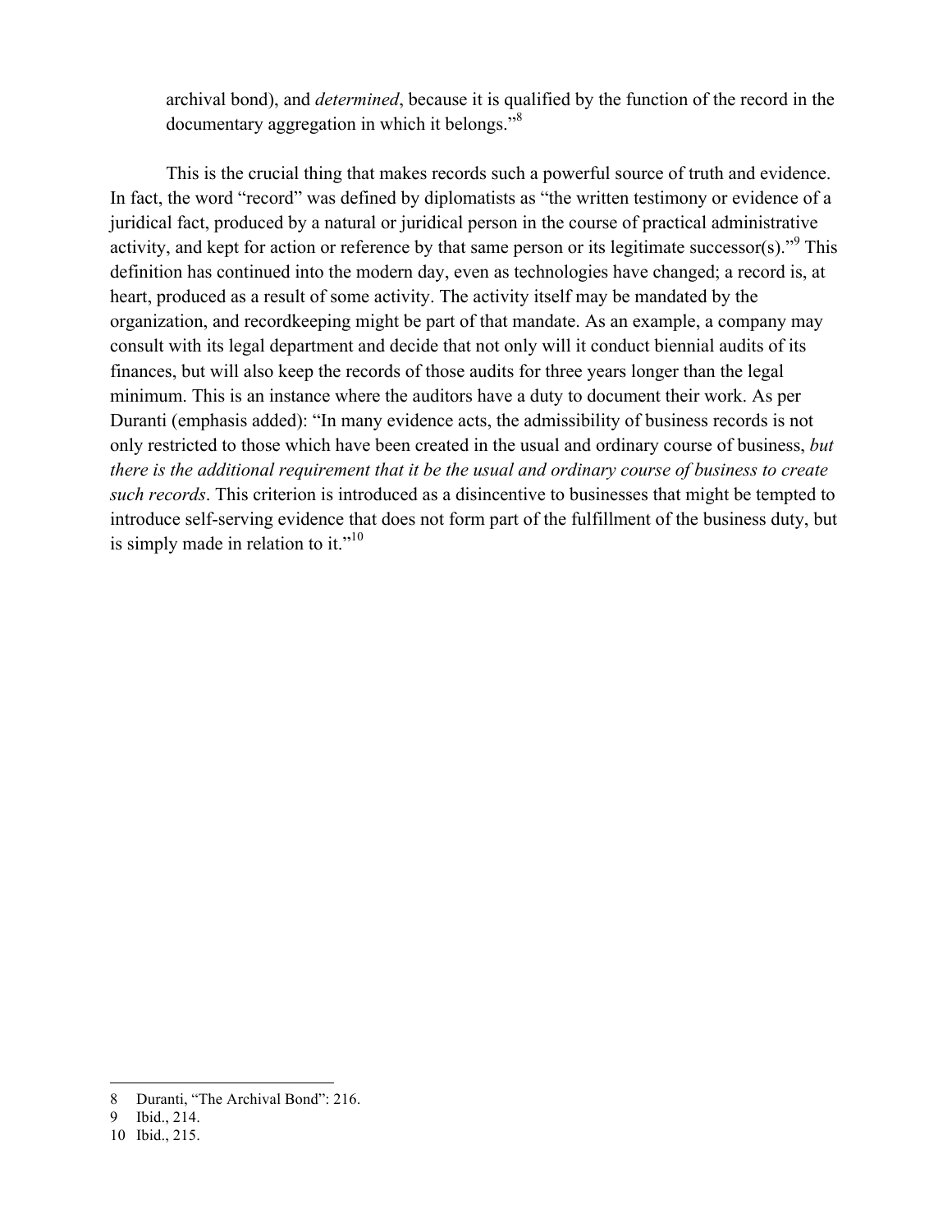archival bond), and *determined*, because it is qualified by the function of the record in the documentary aggregation in which it belongs."[8]

This is the crucial thing that makes records such a powerful source of truth and evidence. In fact, the word "record" was defined by diplomatists as "the written testimony or evidence of a juridical fact, produced by a natural or juridical person in the course of practical administrative activity, and kept for action or reference by that same person or its legitimate successor(s)."[9] This definition has continued into the modern day, even as technologies have changed; a record is, at heart, produced as a result of some activity. The activity itself may be mandated by the organization, and recordkeeping might be part of that mandate. As an example, a company may consult with its legal department and decide that not only will it conduct biennial audits of its finances, but will also keep the records of those audits for three years longer than the legal minimum. This is an instance where the auditors have a duty to document their work. As per Duranti (emphasis added): "In many evidence acts, the admissibility of business records is not only restricted to those which have been created in the usual and ordinary course of business, *but there is the additional requirement that it be the usual and ordinary course of business to create such records*. This criterion is introduced as a disincentive to businesses that might be tempted to introduce self-serving evidence that does not form part of the fulfillment of the business duty, but is simply made in relation to it."[10]

---

8 Duranti, "The Archival Bond": 216.

9 Ibid., 214.

10 Ibid., 215.